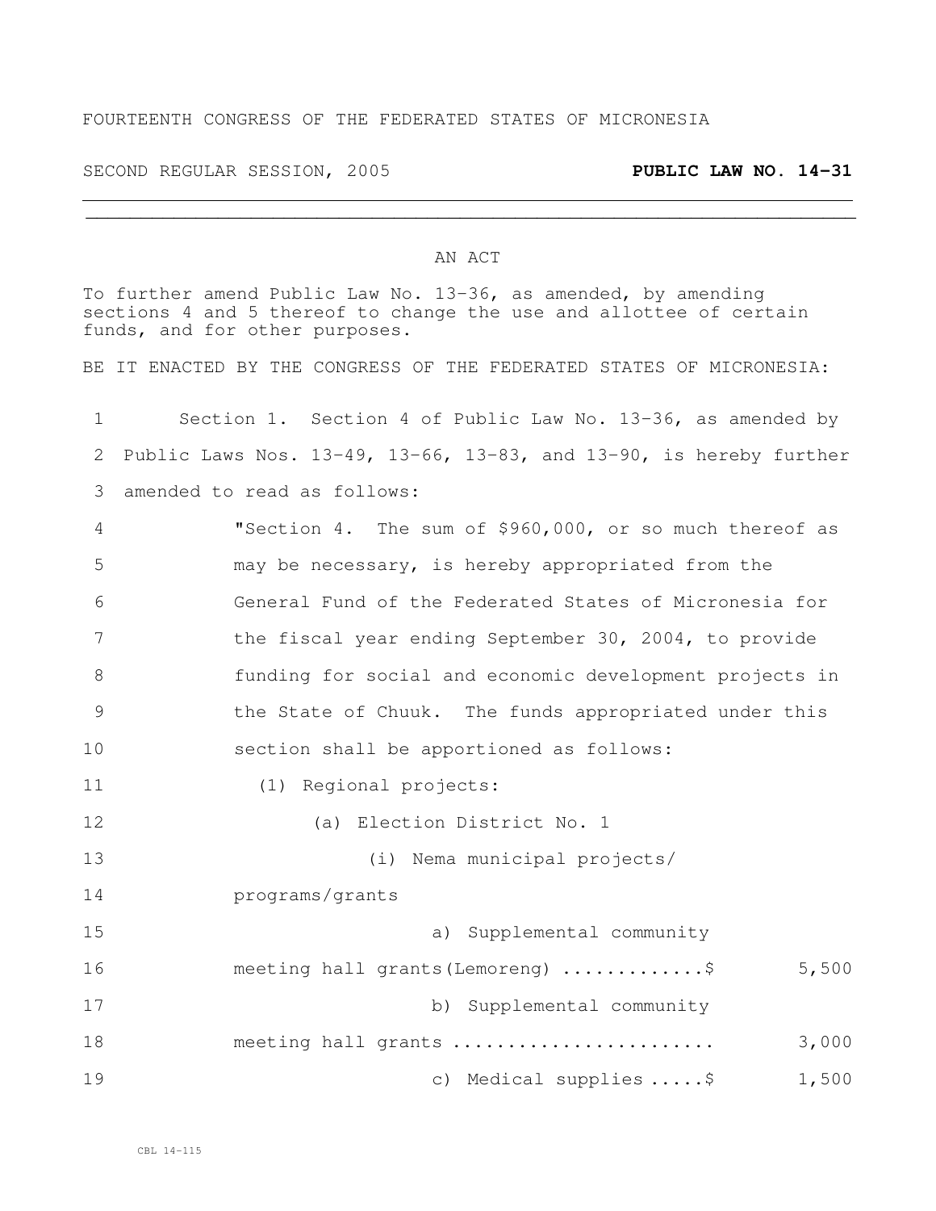FOURTEENTH CONGRESS OF THE FEDERATED STATES OF MICRONESIA

SECOND REGULAR SESSION, 2005 **PUBLIC LAW NO. 14-31**

AN ACT

To further amend Public Law No. 13-36, as amended, by amending sections 4 and 5 thereof to change the use and allottee of certain funds, and for other purposes.

BE IT ENACTED BY THE CONGRESS OF THE FEDERATED STATES OF MICRONESIA:

1 Section 1. Section 4 of Public Law No. 13-36, as amended by
2 Public Laws Nos. 13-49, 13-66, 13-83, and 13-90, is hereby further
3 amended to read as follows:

4 "Section 4. The sum of $960,000, or so much thereof as
5 may be necessary, is hereby appropriated from the
6 General Fund of the Federated States of Micronesia for
7 the fiscal year ending September 30, 2004, to provide
8 funding for social and economic development projects in
9 the State of Chuuk. The funds appropriated under this
10 section shall be apportioned as follows:

11 (1) Regional projects:

12 (a) Election District No. 1

13 (i) Nema municipal projects/
14 programs/grants

15 a) Supplemental community
16 meeting hall grants (Lemoreng) .............$ 5,500

17 b) Supplemental community
18 meeting hall grants ........................ 3,000

19 c) Medical supplies .....$ 1,500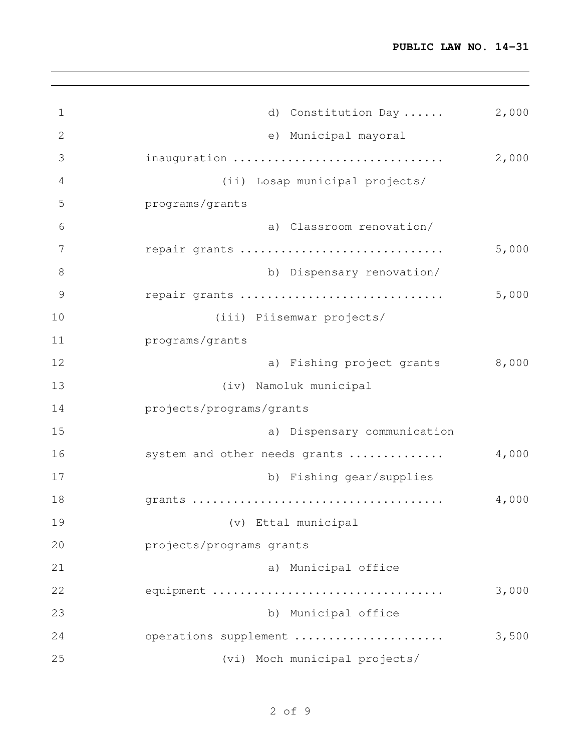d) Constitution Day ...... 2,000

e) Municipal mayoral inauguration ............................... 2,000

(ii) Losap municipal projects/ programs/grants

a) Classroom renovation/ repair grants ............................. 5,000

b) Dispensary renovation/ repair grants ............................. 5,000

(iii) Piisemwar projects/ programs/grants

a) Fishing project grants 8,000

(iv) Namoluk municipal projects/programs/grants

a) Dispensary communication system and other needs grants .............. 4,000

b) Fishing gear/supplies grants .................................... 4,000

(v) Ettal municipal projects/programs grants

a) Municipal office equipment ................................. 3,000

b) Municipal office operations supplement ...................... 3,500

(vi) Moch municipal projects/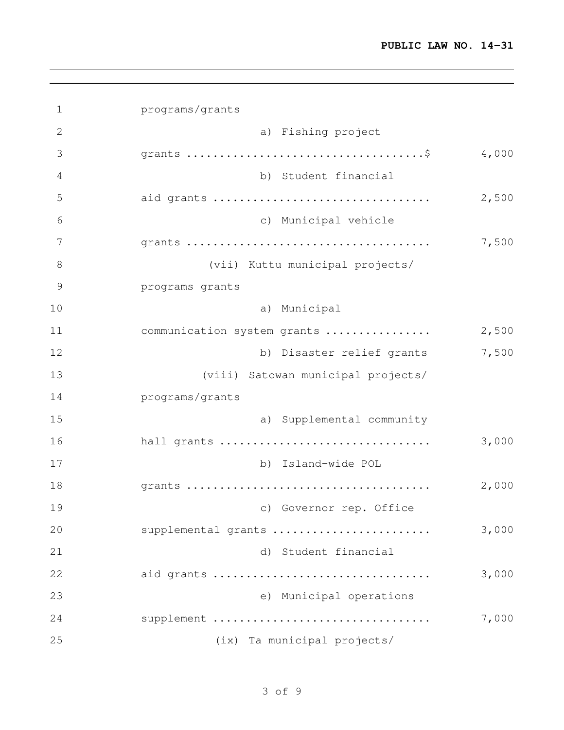programs/grants

a) Fishing project grants ....................................$ 4,000

b) Student financial aid grants ................................ 2,500

c) Municipal vehicle grants .................................... 7,500

(vii) Kuttu municipal projects/ programs grants

a) Municipal communication system grants ................ 2,500

b) Disaster relief grants 7,500

(viii) Satowan municipal projects/ programs/grants

a) Supplemental community hall grants ............................... 3,000

b) Island-wide POL grants .................................... 2,000

c) Governor rep. Office supplemental grants ........................ 3,000

d) Student financial aid grants ................................ 3,000

e) Municipal operations supplement ................................ 7,000

(ix) Ta municipal projects/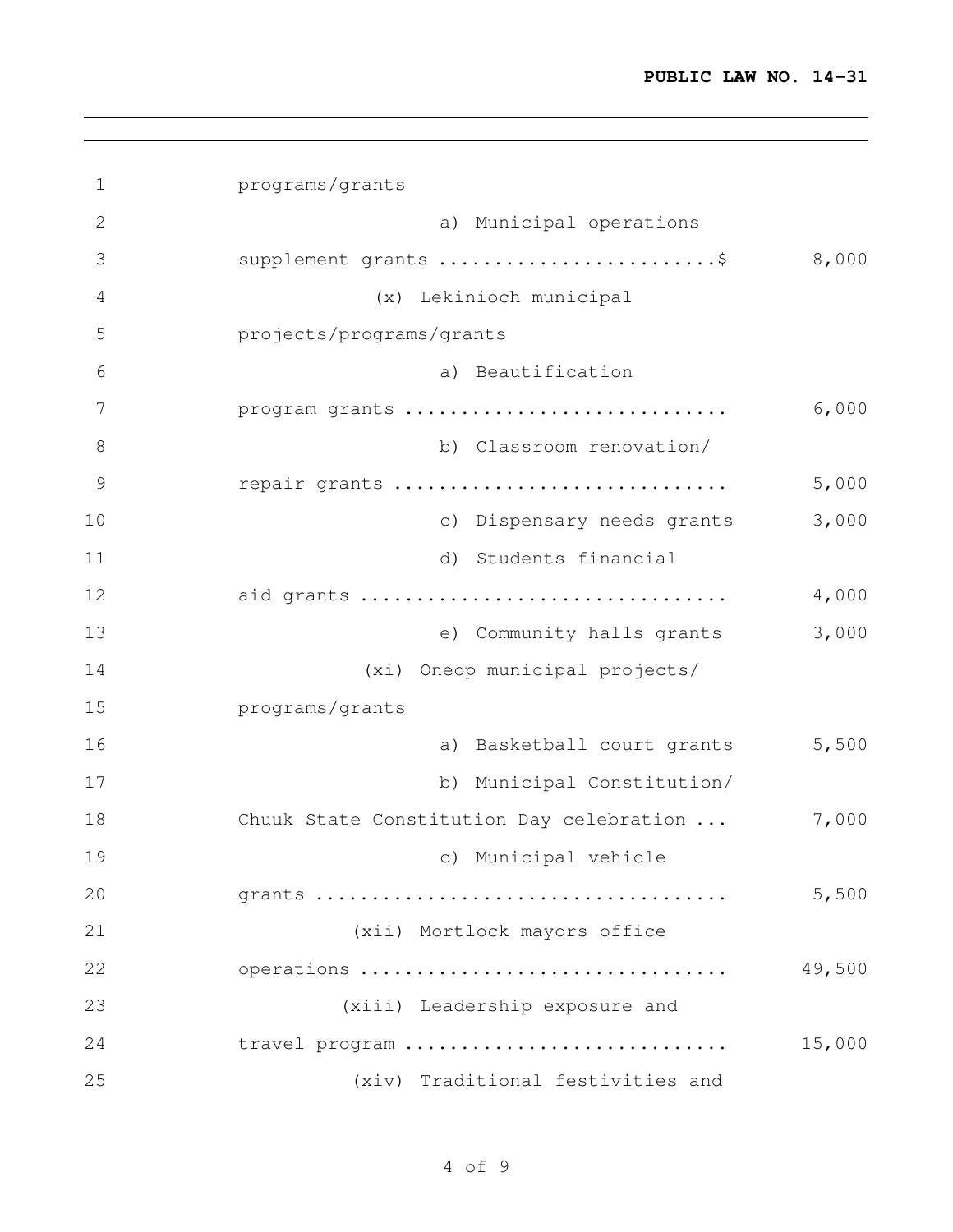programs/grants

a) Municipal operations supplement grants ........................$ 8,000

(x) Lekinioch municipal projects/programs/grants

a) Beautification program grants ............................ 6,000

b) Classroom renovation/ repair grants ............................. 5,000

c) Dispensary needs grants 3,000

d) Students financial aid grants ................................ 4,000

e) Community halls grants 3,000

(xi) Oneop municipal projects/ programs/grants

a) Basketball court grants 5,500

b) Municipal Constitution/ Chuuk State Constitution Day celebration ... 7,000

c) Municipal vehicle grants .................................... 5,500

(xii) Mortlock mayors office operations ................................ 49,500

(xiii) Leadership exposure and travel program ............................ 15,000

(xiv) Traditional festivities and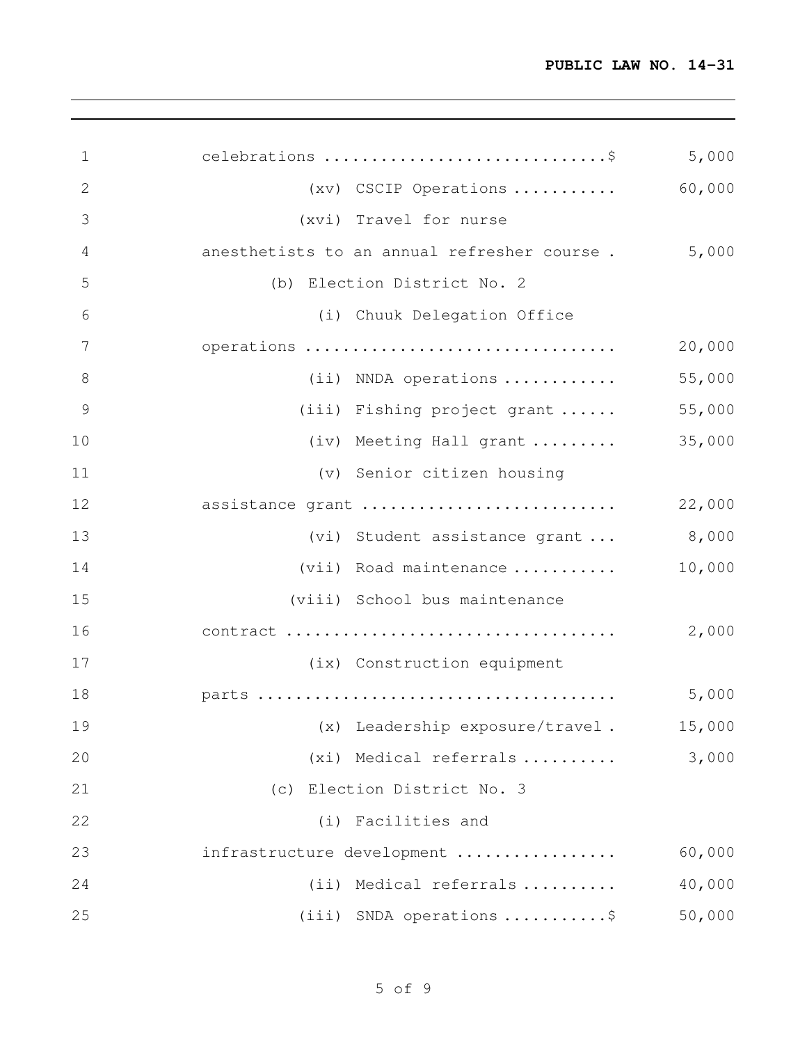celebrations ..............................$ 5,000

(xv) CSCIP Operations ........... 60,000

(xvi) Travel for nurse anesthetists to an annual refresher course . 5,000

(b) Election District No. 2

(i) Chuuk Delegation Office operations ................................ 20,000

(ii) NNDA operations ............ 55,000

(iii) Fishing project grant ...... 55,000

(iv) Meeting Hall grant ......... 35,000

(v) Senior citizen housing assistance grant .......................... 22,000

(vi) Student assistance grant ... 8,000

(vii) Road maintenance ........... 10,000

(viii) School bus maintenance contract .................................. 2,000

(ix) Construction equipment parts ..................................... 5,000

(x) Leadership exposure/travel . 15,000

(xi) Medical referrals .......... 3,000

(c) Election District No. 3

(i) Facilities and infrastructure development ................ 60,000

(ii) Medical referrals .......... 40,000

(iii) SNDA operations ...........$ 50,000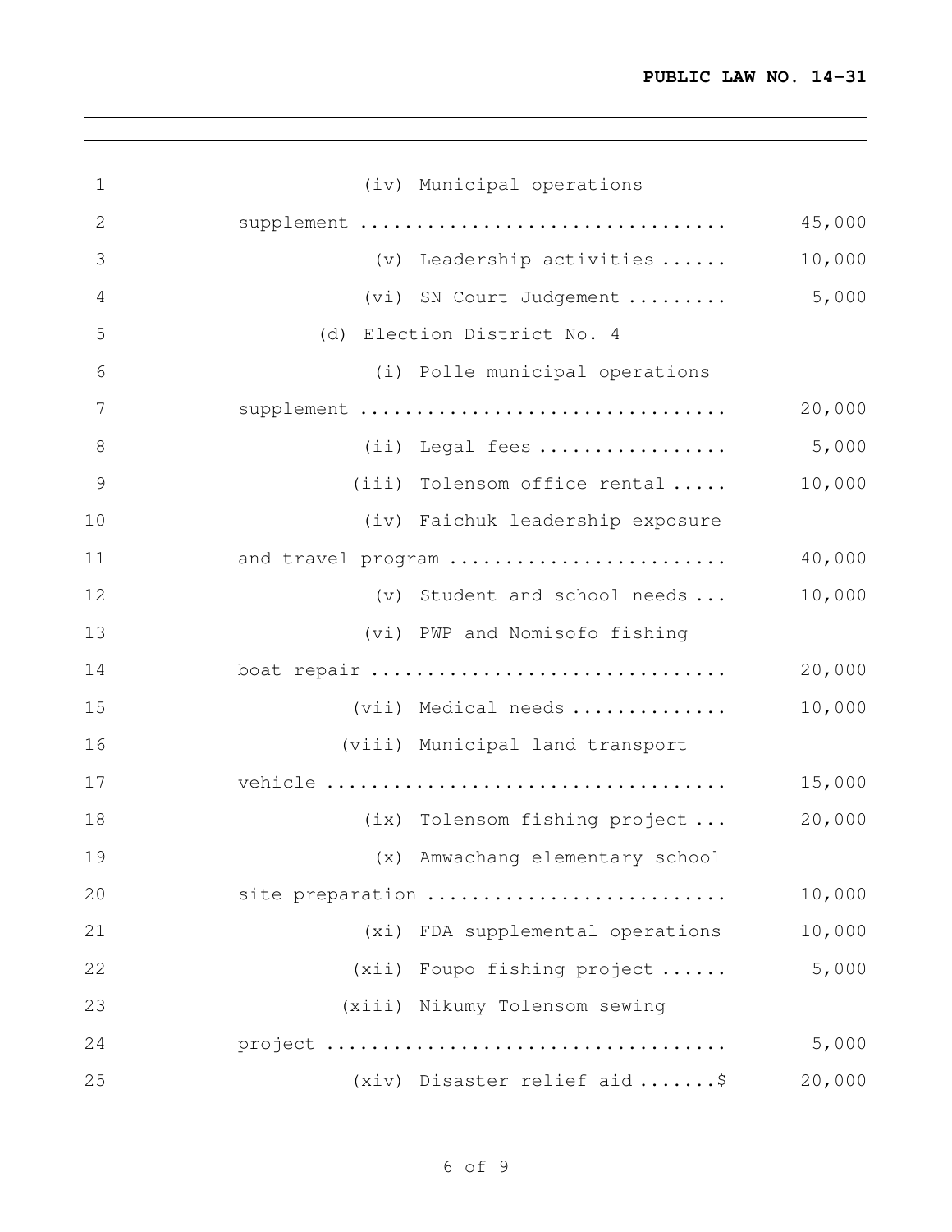(iv) Municipal operations supplement ................................ 45,000

(v) Leadership activities ...... 10,000

(vi) SN Court Judgement ......... 5,000

(d) Election District No. 4

(i) Polle municipal operations supplement ................................ 20,000

(ii) Legal fees ................. 5,000

(iii) Tolensom office rental ..... 10,000

(iv) Faichuk leadership exposure and travel program ......................... 40,000

(v) Student and school needs ... 10,000

(vi) PWP and Nomisofo fishing boat repair ............................... 20,000

(vii) Medical needs .............. 10,000

(viii) Municipal land transport vehicle ................................... 15,000

(ix) Tolensom fishing project ... 20,000

(x) Amwachang elementary school site preparation .......................... 10,000

(xi) FDA supplemental operations 10,000

(xii) Foupo fishing project ...... 5,000

(xiii) Nikumy Tolensom sewing project ................................... 5,000

(xiv) Disaster relief aid .......$ 20,000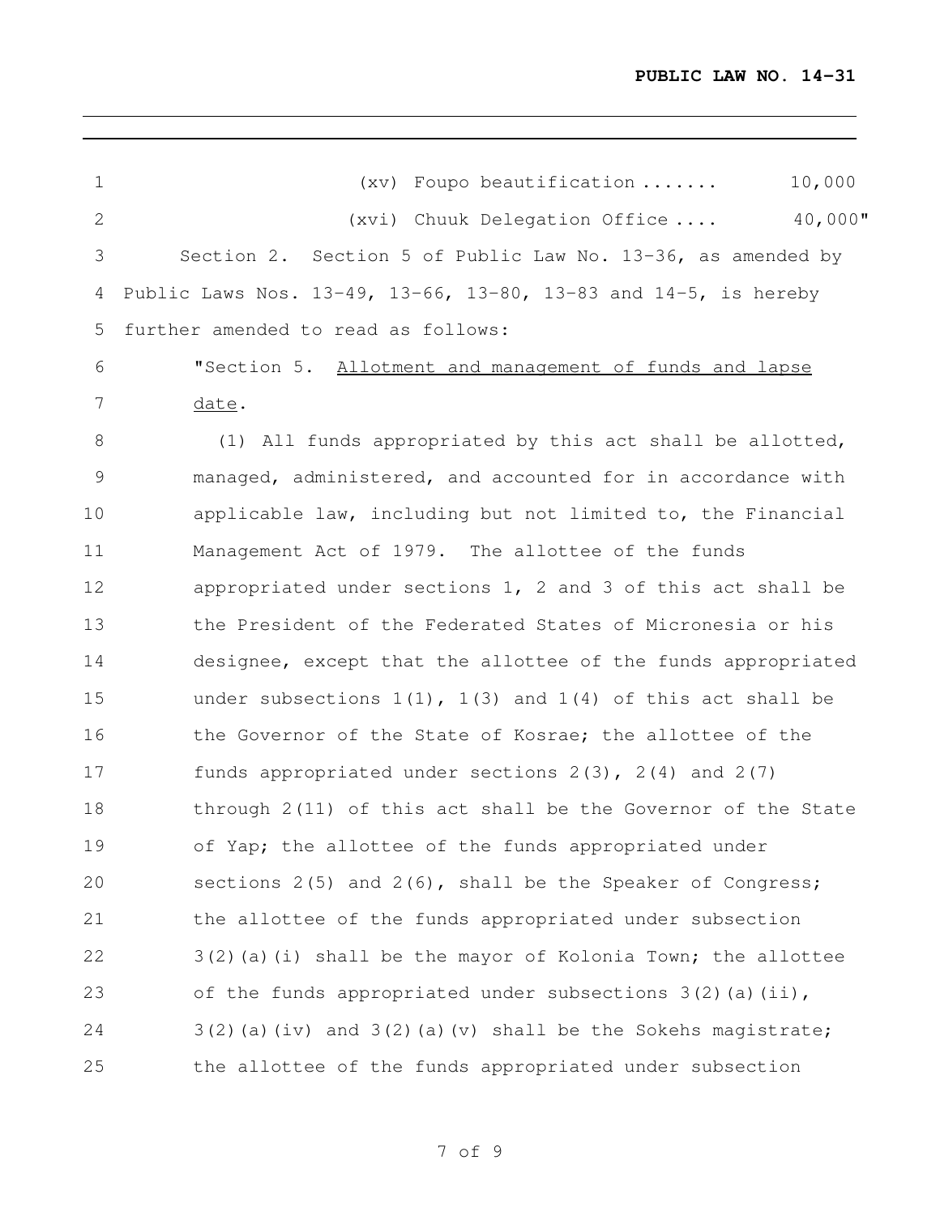(xv) Foupo beautification ....... 10,000

(xvi) Chuuk Delegation Office .... 40,000"

Section 2. Section 5 of Public Law No. 13-36, as amended by Public Laws Nos. 13-49, 13-66, 13-80, 13-83 and 14-5, is hereby further amended to read as follows:

"Section 5. Allotment and management of funds and lapse date.

(1) All funds appropriated by this act shall be allotted, managed, administered, and accounted for in accordance with applicable law, including but not limited to, the Financial Management Act of 1979. The allottee of the funds appropriated under sections 1, 2 and 3 of this act shall be the President of the Federated States of Micronesia or his designee, except that the allottee of the funds appropriated under subsections 1(1), 1(3) and 1(4) of this act shall be the Governor of the State of Kosrae; the allottee of the funds appropriated under sections 2(3), 2(4) and 2(7) through 2(11) of this act shall be the Governor of the State of Yap; the allottee of the funds appropriated under sections 2(5) and 2(6), shall be the Speaker of Congress; the allottee of the funds appropriated under subsection 3(2)(a)(i) shall be the mayor of Kolonia Town; the allottee of the funds appropriated under subsections 3(2)(a)(ii), 3(2)(a)(iv) and 3(2)(a)(v) shall be the Sokehs magistrate; the allottee of the funds appropriated under subsection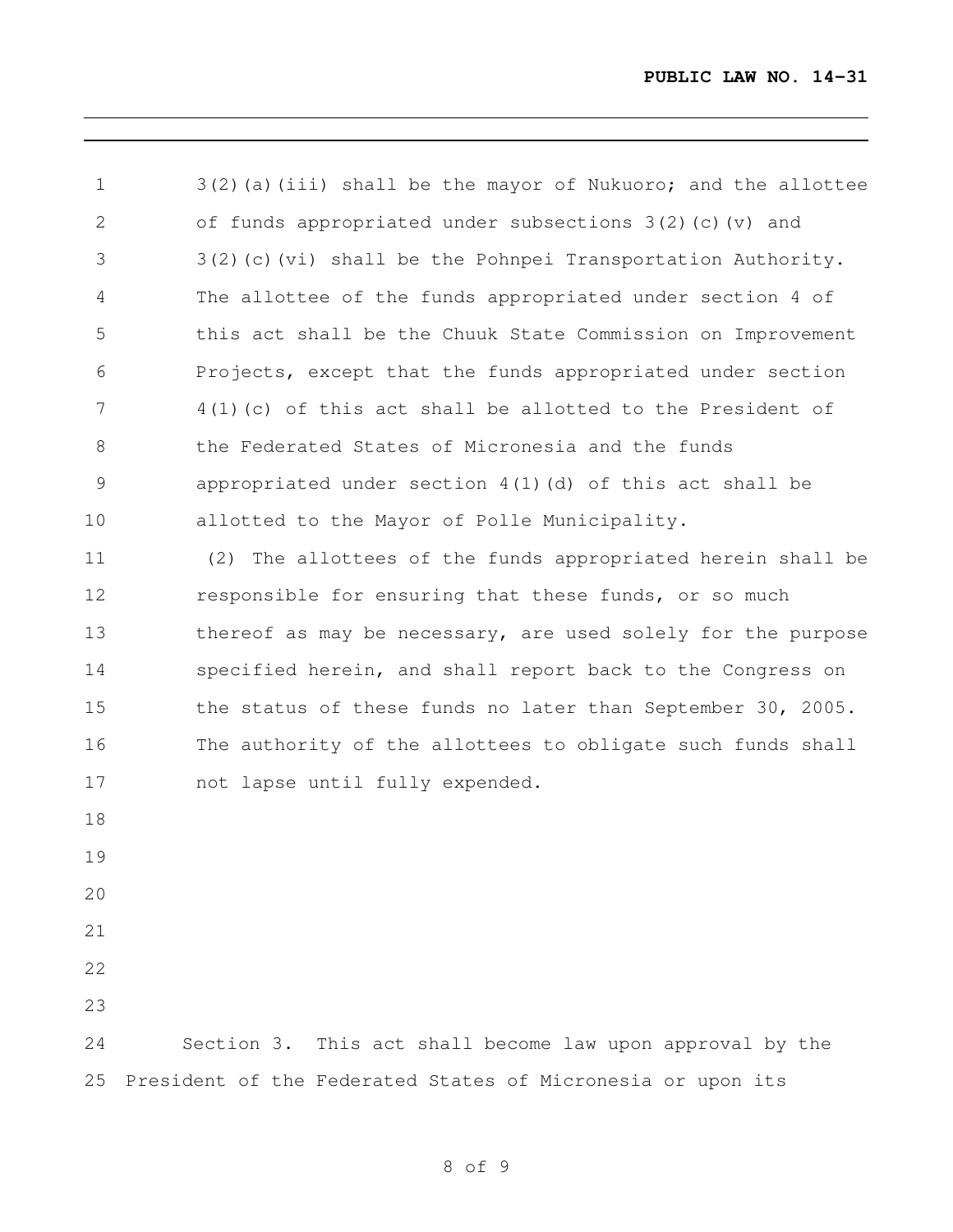3(2)(a)(iii) shall be the mayor of Nukuoro; and the allottee of funds appropriated under subsections 3(2)(c)(v) and 3(2)(c)(vi) shall be the Pohnpei Transportation Authority. The allottee of the funds appropriated under section 4 of this act shall be the Chuuk State Commission on Improvement Projects, except that the funds appropriated under section 4(1)(c) of this act shall be allotted to the President of the Federated States of Micronesia and the funds appropriated under section 4(1)(d) of this act shall be allotted to the Mayor of Polle Municipality.

(2) The allottees of the funds appropriated herein shall be responsible for ensuring that these funds, or so much thereof as may be necessary, are used solely for the purpose specified herein, and shall report back to the Congress on the status of these funds no later than September 30, 2005. The authority of the allottees to obligate such funds shall not lapse until fully expended.

Section 3. This act shall become law upon approval by the President of the Federated States of Micronesia or upon its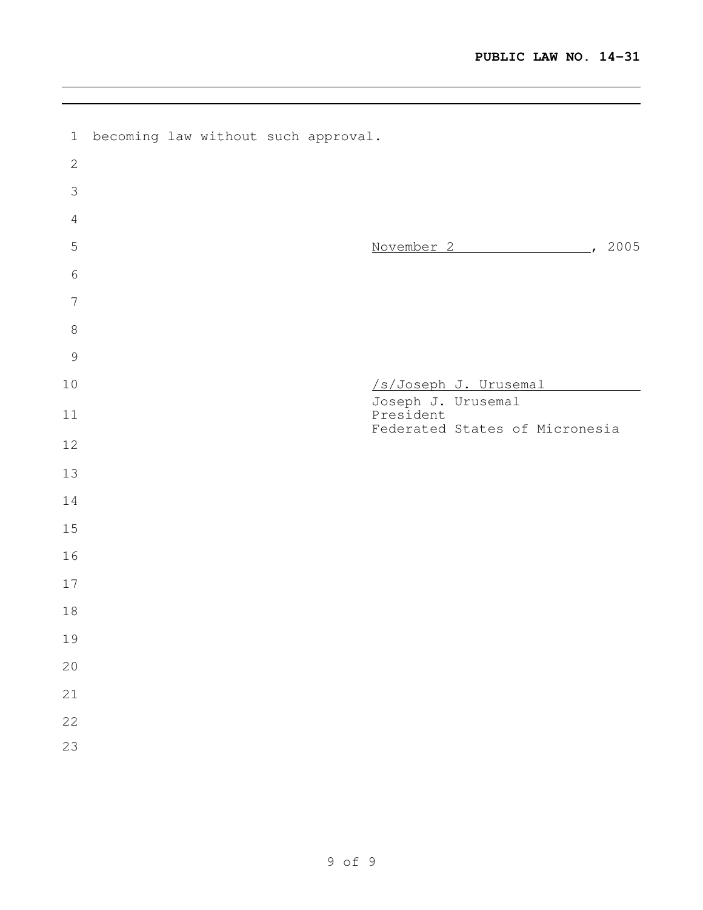becoming law without such approval.

November 2, 2005

/s/Joseph J. Urusemal
Joseph J. Urusemal
President
Federated States of Micronesia